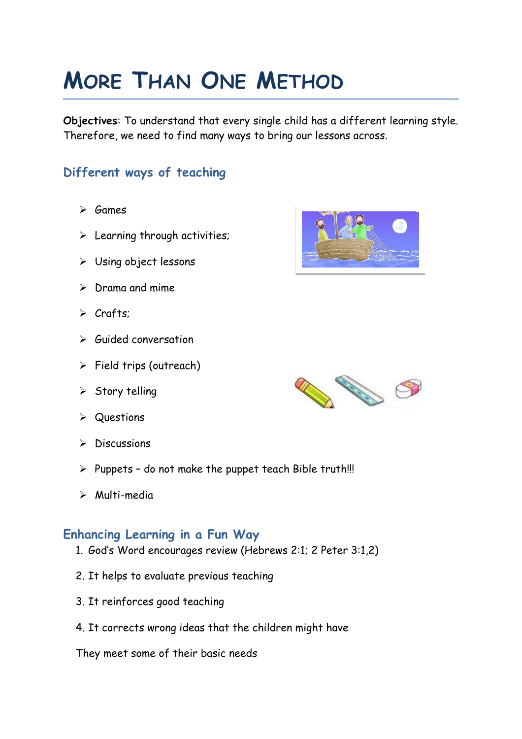# More Than One Method

**Objectives**: To understand that every single child has a different learning style. Therefore, we need to find many ways to bring our lessons across.

## Different ways of teaching

- Games
- Learning through activities;
- Using object lessons
- Drama and mime
- Crafts;
- Guided conversation
- Field trips (outreach)
- Story telling
- Questions
- Discussions
- Puppets – do not make the puppet teach Bible truth!!!
- Multi-media

## Enhancing Learning in a Fun Way

1. God's Word encourages review (Hebrews 2:1; 2 Peter 3:1,2)
2. It helps to evaluate previous teaching
3. It reinforces good teaching
4. It corrects wrong ideas that the children might have

They meet some of their basic needs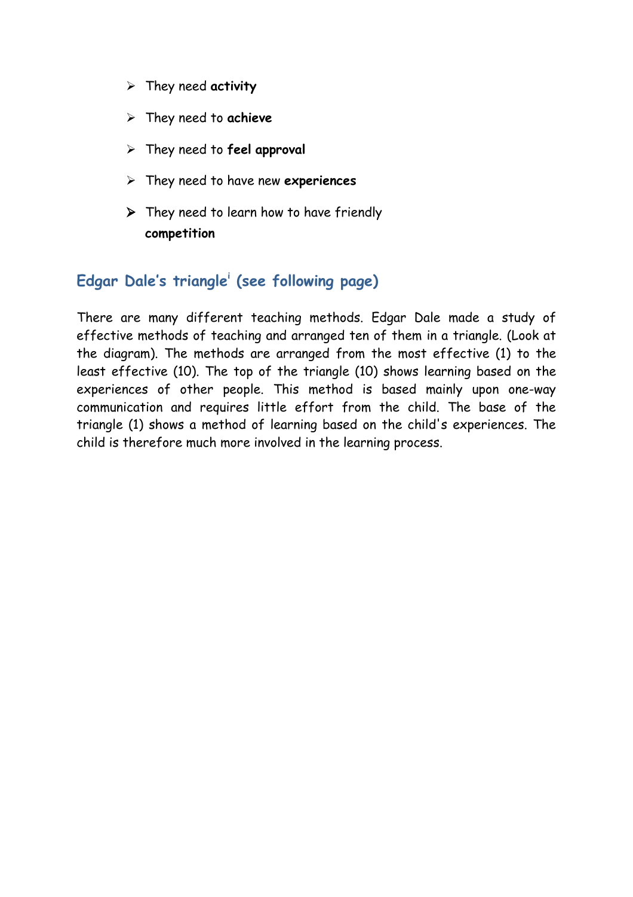- They need **activity**
- They need to **achieve**
- They need to **feel approval**
- They need to have new **experiences**
- They need to learn how to have friendly **competition**

## Edgar Dale's triangle[i] (see following page)

There are many different teaching methods. Edgar Dale made a study of effective methods of teaching and arranged ten of them in a triangle. (Look at the diagram). The methods are arranged from the most effective (1) to the least effective (10). The top of the triangle (10) shows learning based on the experiences of other people. This method is based mainly upon one-way communication and requires little effort from the child. The base of the triangle (1) shows a method of learning based on the child's experiences. The child is therefore much more involved in the learning process.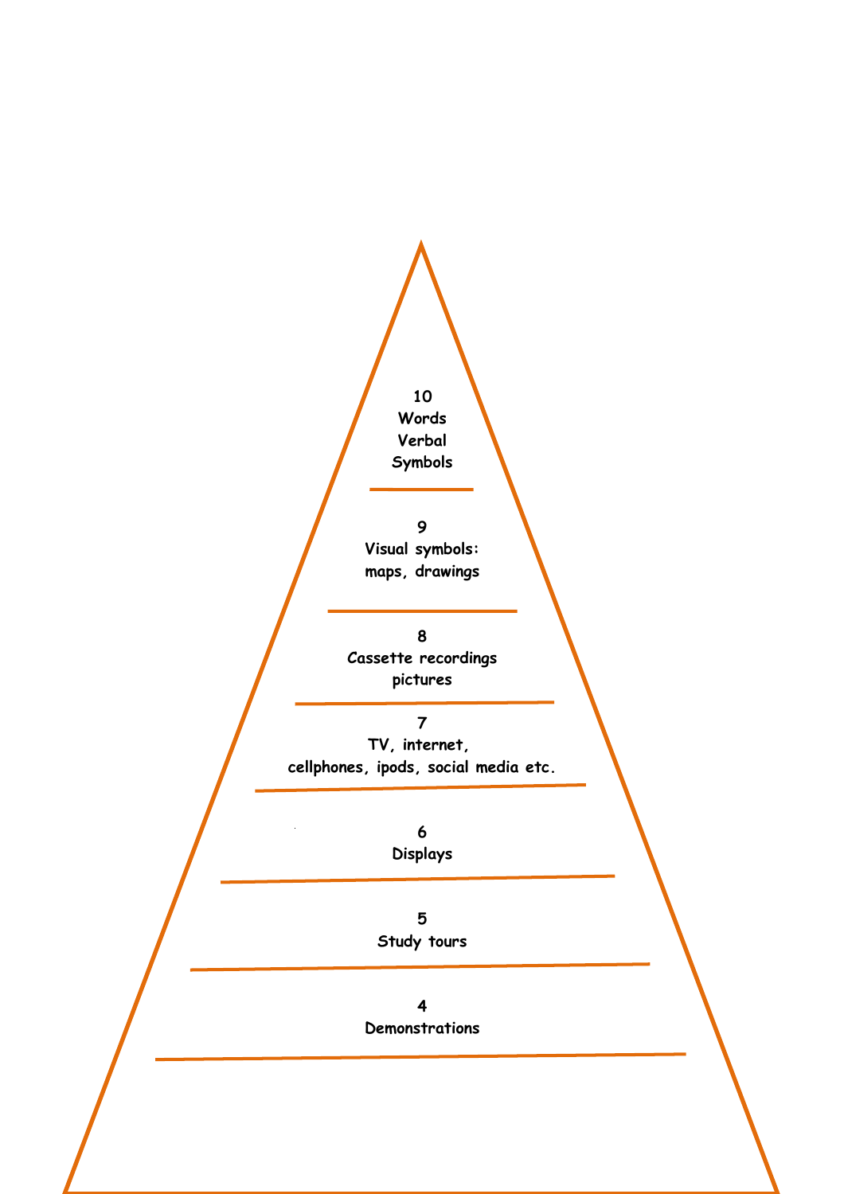10
Words
Verbal
Symbols

9
Visual symbols:
maps, drawings

8
Cassette recordings
pictures

7
TV, internet,
cellphones, ipods, social media etc.

6
Displays

5
Study tours

4
Demonstrations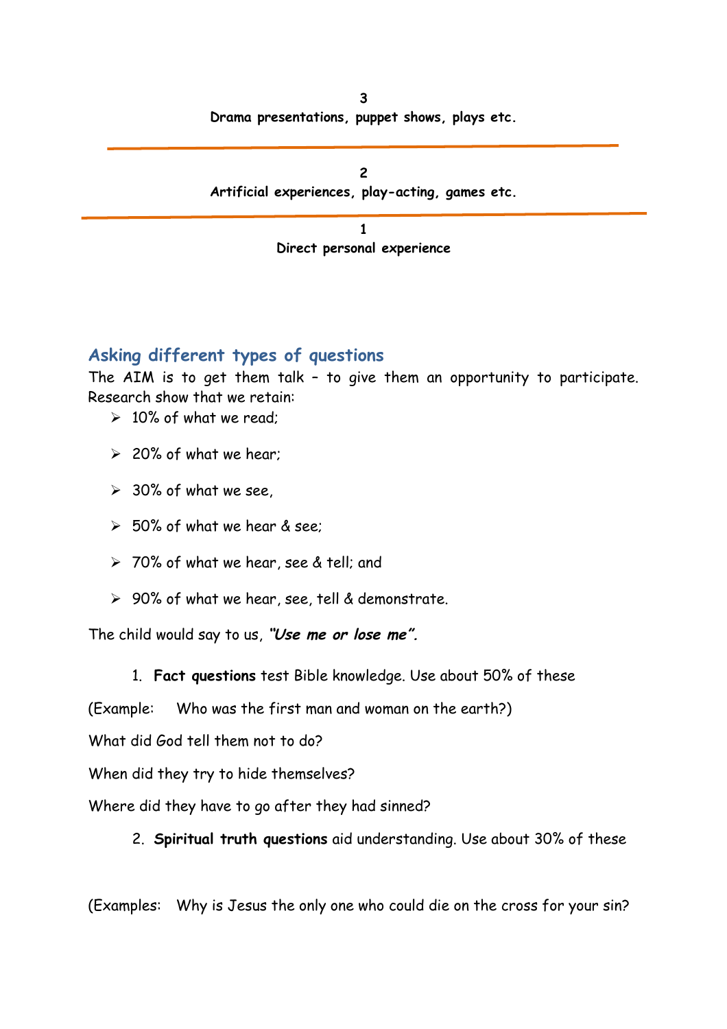**3**
**Drama presentations, puppet shows, plays etc.**

---

**2**
**Artificial experiences, play-acting, games etc.**

---

**1**
**Direct personal experience**

## Asking different types of questions

The AIM is to get them talk – to give them an opportunity to participate. Research show that we retain:

- 10% of what we read;
- 20% of what we hear;
- 30% of what we see,
- 50% of what we hear & see;
- 70% of what we hear, see & tell; and
- 90% of what we hear, see, tell & demonstrate.

The child would say to us, ***"Use me or lose me".***

1. **Fact questions** test Bible knowledge. Use about 50% of these

(Example: Who was the first man and woman on the earth?)

What did God tell them not to do?

When did they try to hide themselves?

Where did they have to go after they had sinned?

2. **Spiritual truth questions** aid understanding. Use about 30% of these

(Examples: Why is Jesus the only one who could die on the cross for your sin?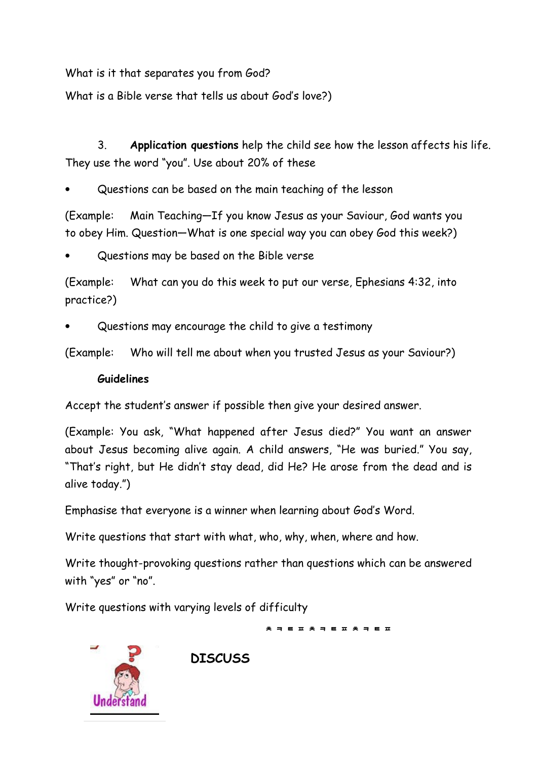What is it that separates you from God?

What is a Bible verse that tells us about God's love?)

3. **Application questions** help the child see how the lesson affects his life. They use the word "you". Use about 20% of these

- Questions can be based on the main teaching of the lesson

(Example: Main Teaching—If you know Jesus as your Saviour, God wants you to obey Him. Question—What is one special way you can obey God this week?)

- Questions may be based on the Bible verse

(Example: What can you do this week to put our verse, Ephesians 4:32, into practice?)

- Questions may encourage the child to give a testimony

(Example: Who will tell me about when you trusted Jesus as your Saviour?)

**Guidelines**

Accept the student's answer if possible then give your desired answer.

(Example: You ask, "What happened after Jesus died?" You want an answer about Jesus becoming alive again. A child answers, "He was buried." You say, "That's right, but He didn't stay dead, did He? He arose from the dead and is alive today.")

Emphasise that everyone is a winner when learning about God's Word.

Write questions that start with what, who, why, when, where and how.

Write thought-provoking questions rather than questions which can be answered with "yes" or "no".

Write questions with varying levels of difficulty

Understand

**DISCUSS**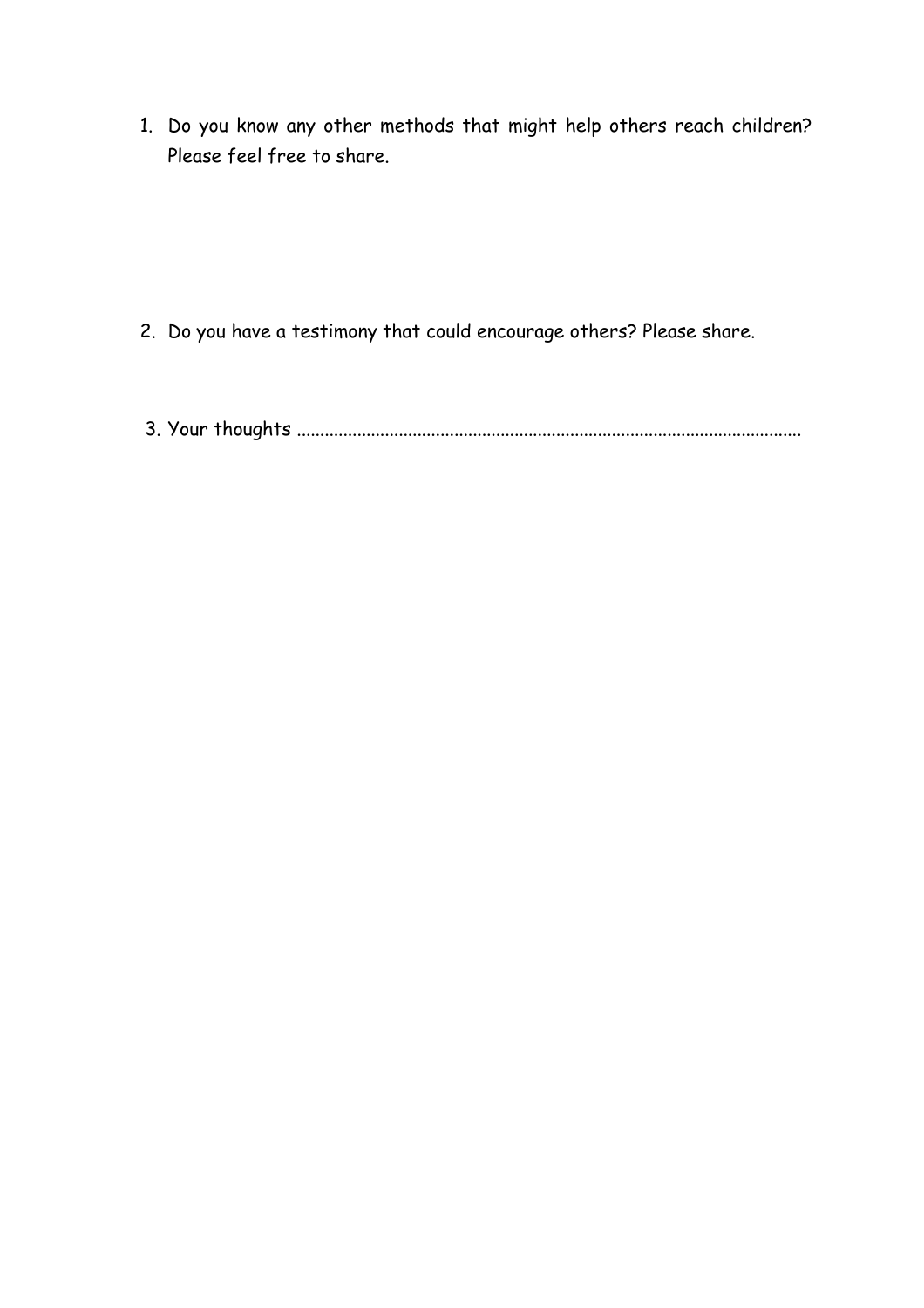1. Do you know any other methods that might help others reach children? Please feel free to share.

2. Do you have a testimony that could encourage others? Please share.

3. Your thoughts ..........................................................................................................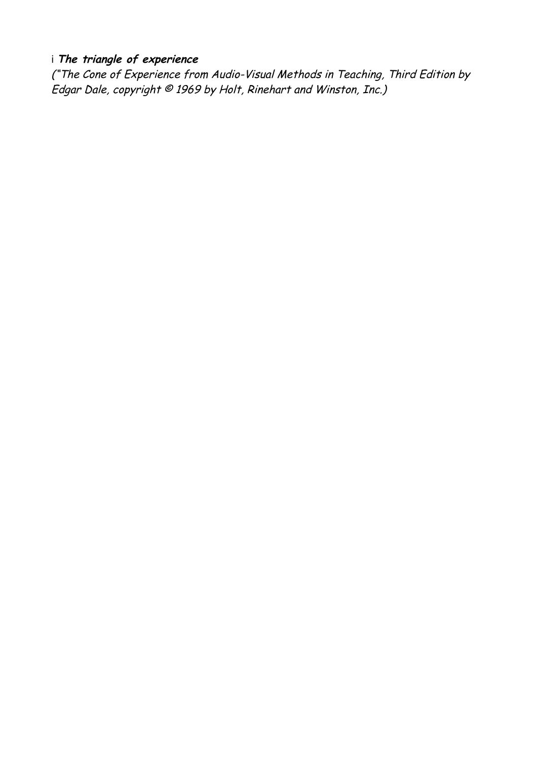i ***The triangle of experience***

*("The Cone of Experience from Audio-Visual Methods in Teaching, Third Edition by Edgar Dale, copyright © 1969 by Holt, Rinehart and Winston, Inc.)*